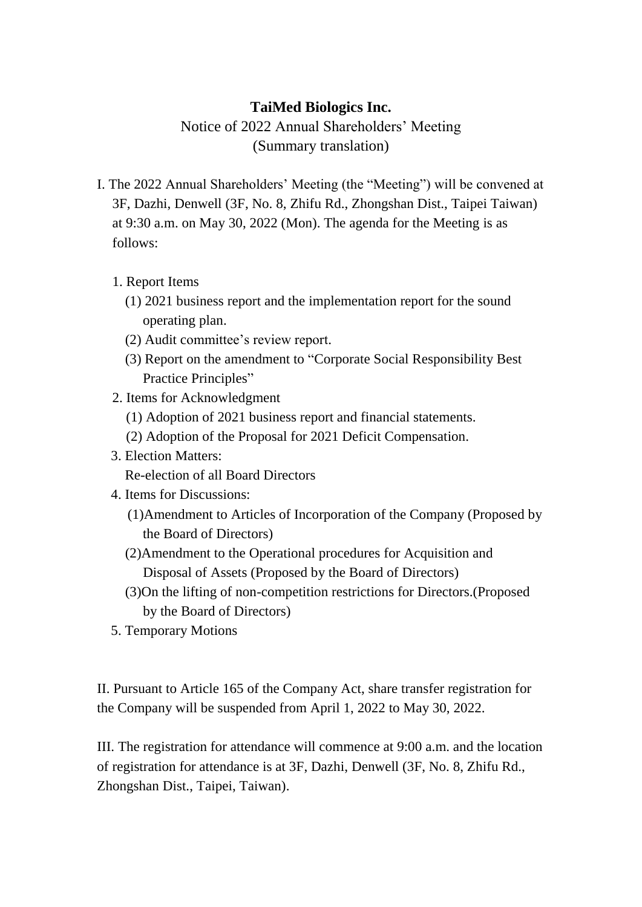**TaiMed Biologics Inc.**

Notice of 2022 Annual Shareholders' Meeting

(Summary translation)

I. The 2022 Annual Shareholders' Meeting (the "Meeting") will be convened at 3F, Dazhi, Denwell (3F, No. 8, Zhifu Rd., Zhongshan Dist., Taipei Taiwan) at 9:30 a.m. on May 30, 2022 (Mon). The agenda for the Meeting is as follows:

1. Report Items
   - (1) 2021 business report and the implementation report for the sound operating plan.
   - (2) Audit committee's review report.
   - (3) Report on the amendment to "Corporate Social Responsibility Best Practice Principles"
2. Items for Acknowledgment
   - (1) Adoption of 2021 business report and financial statements.
   - (2) Adoption of the Proposal for 2021 Deficit Compensation.
3. Election Matters:
   Re-election of all Board Directors
4. Items for Discussions:
   - (1)Amendment to Articles of Incorporation of the Company (Proposed by the Board of Directors)
   - (2)Amendment to the Operational procedures for Acquisition and Disposal of Assets (Proposed by the Board of Directors)
   - (3)On the lifting of non-competition restrictions for Directors.(Proposed by the Board of Directors)
5. Temporary Motions

II. Pursuant to Article 165 of the Company Act, share transfer registration for the Company will be suspended from April 1, 2022 to May 30, 2022.

III. The registration for attendance will commence at 9:00 a.m. and the location of registration for attendance is at 3F, Dazhi, Denwell (3F, No. 8, Zhifu Rd., Zhongshan Dist., Taipei, Taiwan).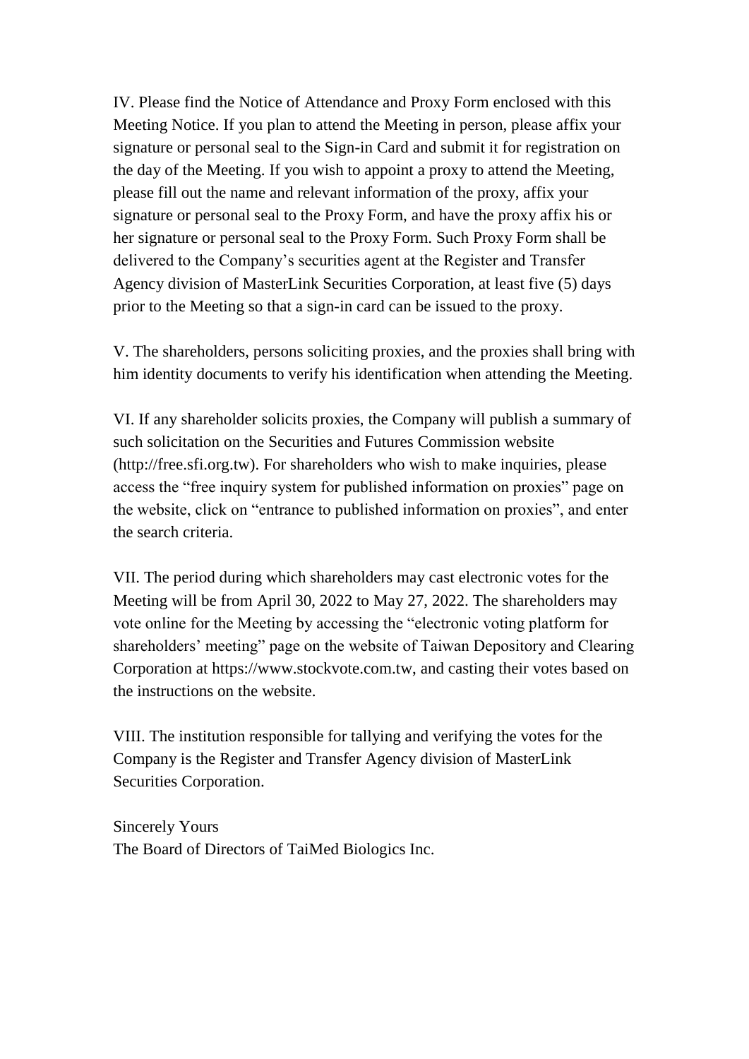IV. Please find the Notice of Attendance and Proxy Form enclosed with this Meeting Notice. If you plan to attend the Meeting in person, please affix your signature or personal seal to the Sign-in Card and submit it for registration on the day of the Meeting. If you wish to appoint a proxy to attend the Meeting, please fill out the name and relevant information of the proxy, affix your signature or personal seal to the Proxy Form, and have the proxy affix his or her signature or personal seal to the Proxy Form. Such Proxy Form shall be delivered to the Company's securities agent at the Register and Transfer Agency division of MasterLink Securities Corporation, at least five (5) days prior to the Meeting so that a sign-in card can be issued to the proxy.

V. The shareholders, persons soliciting proxies, and the proxies shall bring with him identity documents to verify his identification when attending the Meeting.

VI. If any shareholder solicits proxies, the Company will publish a summary of such solicitation on the Securities and Futures Commission website (http://free.sfi.org.tw). For shareholders who wish to make inquiries, please access the "free inquiry system for published information on proxies" page on the website, click on "entrance to published information on proxies", and enter the search criteria.

VII. The period during which shareholders may cast electronic votes for the Meeting will be from April 30, 2022 to May 27, 2022. The shareholders may vote online for the Meeting by accessing the "electronic voting platform for shareholders' meeting" page on the website of Taiwan Depository and Clearing Corporation at https://www.stockvote.com.tw, and casting their votes based on the instructions on the website.

VIII. The institution responsible for tallying and verifying the votes for the Company is the Register and Transfer Agency division of MasterLink Securities Corporation.

Sincerely Yours
The Board of Directors of TaiMed Biologics Inc.